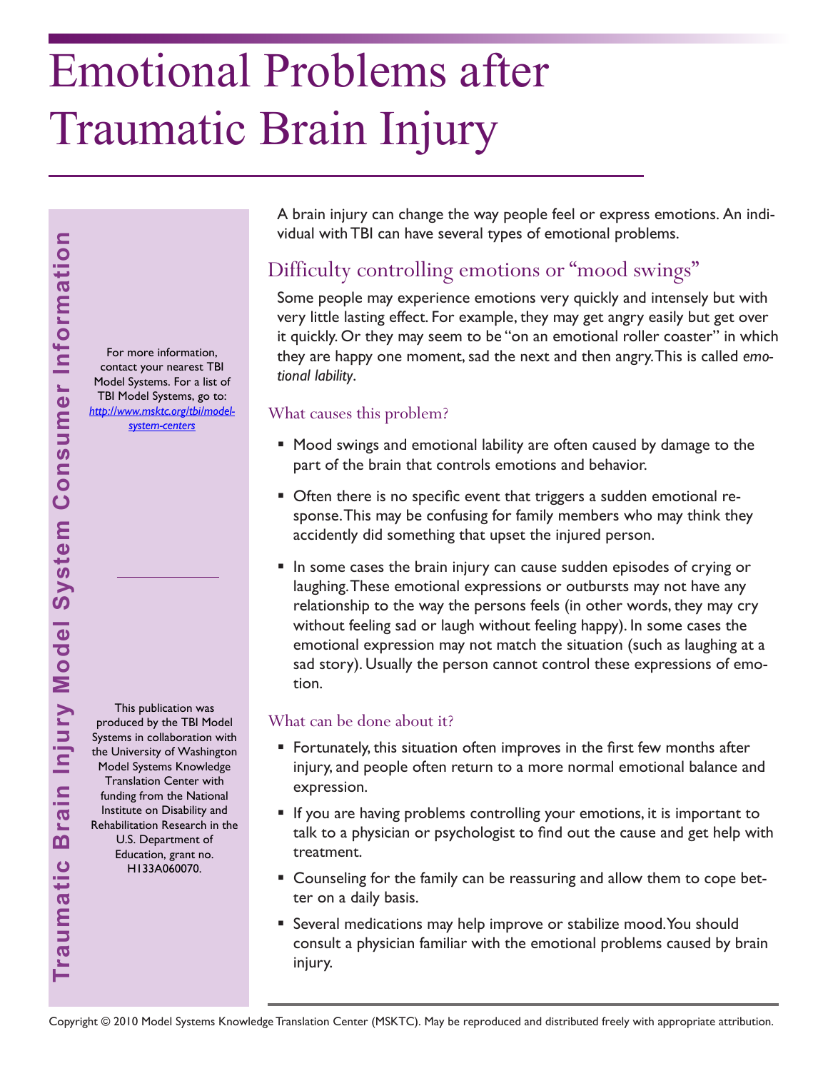# Emotional Problems after Traumatic Brain Injury

Traumatic Brain Injury Model System Consumer Information

For more information, contact your nearest TBI Model Systems. For a list of TBI Model Systems, go to: [http://www.msktc.org/tbi/model-system-centers](http://www.msktc.org/tbi/model-system-centers)

This publication was produced by the TBI Model Systems in collaboration with the University of Washington Model Systems Knowledge Translation Center with funding from the National Institute on Disability and Rehabilitation Research in the U.S. Department of Education, grant no. H133A060070.

A brain injury can change the way people feel or express emotions. An individual with TBI can have several types of emotional problems.

## Difficulty controlling emotions or "mood swings"

Some people may experience emotions very quickly and intensely but with very little lasting effect. For example, they may get angry easily but get over it quickly. Or they may seem to be "on an emotional roller coaster" in which they are happy one moment, sad the next and then angry. This is called *emotional lability*.

### What causes this problem?

- Mood swings and emotional lability are often caused by damage to the part of the brain that controls emotions and behavior.
- Often there is no specific event that triggers a sudden emotional response. This may be confusing for family members who may think they accidently did something that upset the injured person.
- In some cases the brain injury can cause sudden episodes of crying or laughing. These emotional expressions or outbursts may not have any relationship to the way the persons feels (in other words, they may cry without feeling sad or laugh without feeling happy). In some cases the emotional expression may not match the situation (such as laughing at a sad story). Usually the person cannot control these expressions of emotion.

### What can be done about it?

- Fortunately, this situation often improves in the first few months after injury, and people often return to a more normal emotional balance and expression.
- If you are having problems controlling your emotions, it is important to talk to a physician or psychologist to find out the cause and get help with treatment.
- Counseling for the family can be reassuring and allow them to cope better on a daily basis.
- Several medications may help improve or stabilize mood. You should consult a physician familiar with the emotional problems caused by brain injury.

Copyright © 2010 Model Systems Knowledge Translation Center (MSKTC). May be reproduced and distributed freely with appropriate attribution.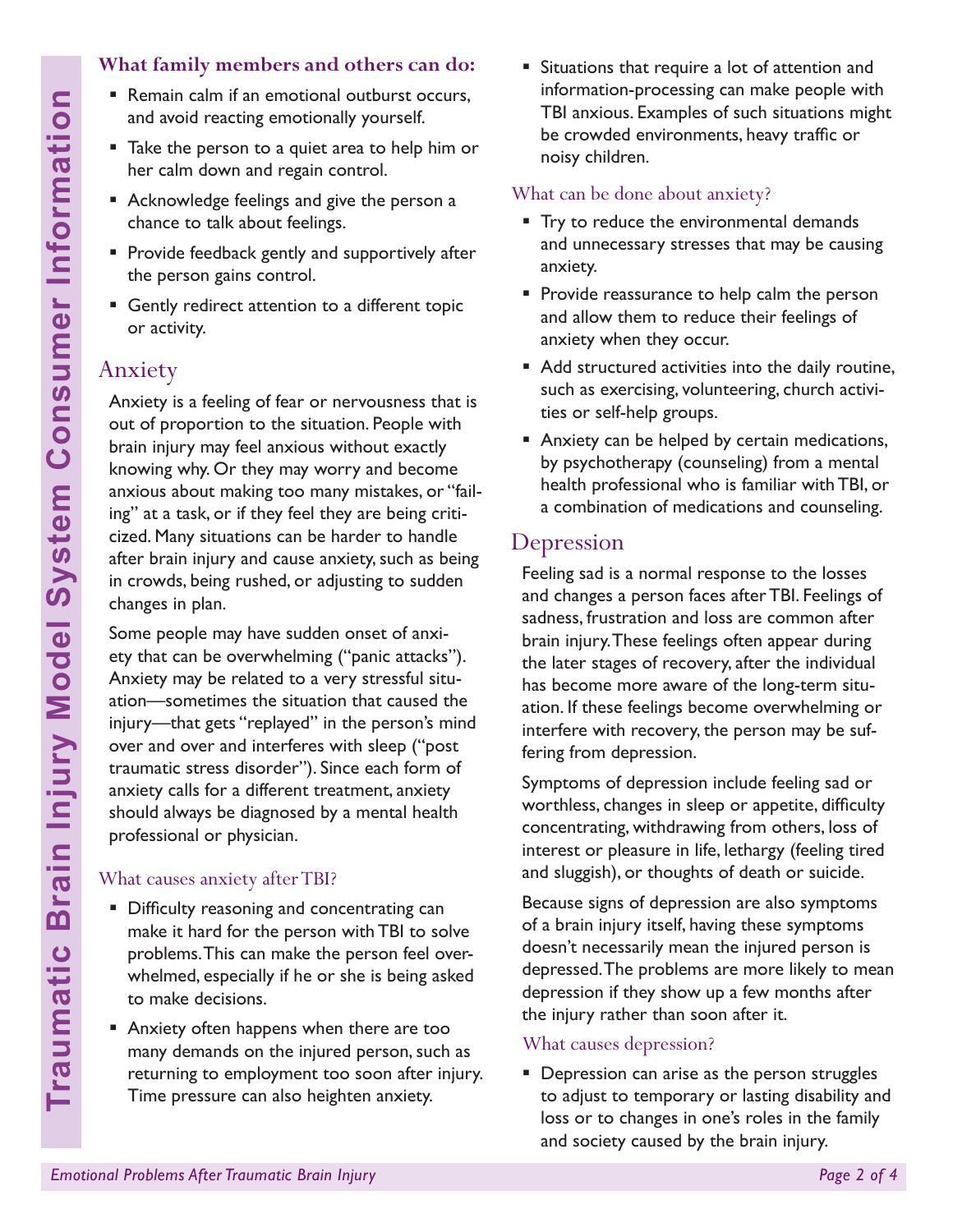**What family members and others can do:**

- Remain calm if an emotional outburst occurs, and avoid reacting emotionally yourself.
- Take the person to a quiet area to help him or her calm down and regain control.
- Acknowledge feelings and give the person a chance to talk about feelings.
- Provide feedback gently and supportively after the person gains control.
- Gently redirect attention to a different topic or activity.

## Anxiety

Anxiety is a feeling of fear or nervousness that is out of proportion to the situation. People with brain injury may feel anxious without exactly knowing why. Or they may worry and become anxious about making too many mistakes, or "failing" at a task, or if they feel they are being criticized. Many situations can be harder to handle after brain injury and cause anxiety, such as being in crowds, being rushed, or adjusting to sudden changes in plan.

Some people may have sudden onset of anxiety that can be overwhelming ("panic attacks"). Anxiety may be related to a very stressful situation—sometimes the situation that caused the injury—that gets "replayed" in the person's mind over and over and interferes with sleep ("post traumatic stress disorder"). Since each form of anxiety calls for a different treatment, anxiety should always be diagnosed by a mental health professional or physician.

### What causes anxiety after TBI?

- Difficulty reasoning and concentrating can make it hard for the person with TBI to solve problems. This can make the person feel overwhelmed, especially if he or she is being asked to make decisions.
- Anxiety often happens when there are too many demands on the injured person, such as returning to employment too soon after injury. Time pressure can also heighten anxiety.
- Situations that require a lot of attention and information-processing can make people with TBI anxious. Examples of such situations might be crowded environments, heavy traffic or noisy children.

### What can be done about anxiety?

- Try to reduce the environmental demands and unnecessary stresses that may be causing anxiety.
- Provide reassurance to help calm the person and allow them to reduce their feelings of anxiety when they occur.
- Add structured activities into the daily routine, such as exercising, volunteering, church activities or self-help groups.
- Anxiety can be helped by certain medications, by psychotherapy (counseling) from a mental health professional who is familiar with TBI, or a combination of medications and counseling.

## Depression

Feeling sad is a normal response to the losses and changes a person faces after TBI. Feelings of sadness, frustration and loss are common after brain injury. These feelings often appear during the later stages of recovery, after the individual has become more aware of the long-term situation. If these feelings become overwhelming or interfere with recovery, the person may be suffering from depression.

Symptoms of depression include feeling sad or worthless, changes in sleep or appetite, difficulty concentrating, withdrawing from others, loss of interest or pleasure in life, lethargy (feeling tired and sluggish), or thoughts of death or suicide.

Because signs of depression are also symptoms of a brain injury itself, having these symptoms doesn't necessarily mean the injured person is depressed. The problems are more likely to mean depression if they show up a few months after the injury rather than soon after it.

### What causes depression?

- Depression can arise as the person struggles to adjust to temporary or lasting disability and loss or to changes in one's roles in the family and society caused by the brain injury.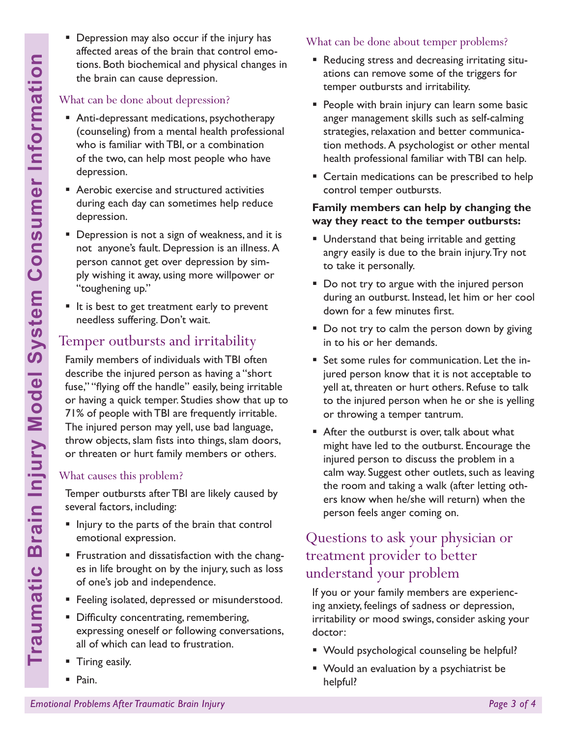- Depression may also occur if the injury has affected areas of the brain that control emotions. Both biochemical and physical changes in the brain can cause depression.

### What can be done about depression?

- Anti-depressant medications, psychotherapy (counseling) from a mental health professional who is familiar with TBI, or a combination of the two, can help most people who have depression.
- Aerobic exercise and structured activities during each day can sometimes help reduce depression.
- Depression is not a sign of weakness, and it is not anyone's fault. Depression is an illness. A person cannot get over depression by simply wishing it away, using more willpower or "toughening up."
- It is best to get treatment early to prevent needless suffering. Don't wait.

## Temper outbursts and irritability

Family members of individuals with TBI often describe the injured person as having a "short fuse," "flying off the handle" easily, being irritable or having a quick temper. Studies show that up to 71% of people with TBI are frequently irritable. The injured person may yell, use bad language, throw objects, slam fists into things, slam doors, or threaten or hurt family members or others.

### What causes this problem?

Temper outbursts after TBI are likely caused by several factors, including:

- Injury to the parts of the brain that control emotional expression.
- Frustration and dissatisfaction with the changes in life brought on by the injury, such as loss of one's job and independence.
- Feeling isolated, depressed or misunderstood.
- Difficulty concentrating, remembering, expressing oneself or following conversations, all of which can lead to frustration.
- Tiring easily.
- Pain.

### What can be done about temper problems?

- Reducing stress and decreasing irritating situations can remove some of the triggers for temper outbursts and irritability.
- People with brain injury can learn some basic anger management skills such as self-calming strategies, relaxation and better communication methods. A psychologist or other mental health professional familiar with TBI can help.
- Certain medications can be prescribed to help control temper outbursts.

**Family members can help by changing the way they react to the temper outbursts:**

- Understand that being irritable and getting angry easily is due to the brain injury. Try not to take it personally.
- Do not try to argue with the injured person during an outburst. Instead, let him or her cool down for a few minutes first.
- Do not try to calm the person down by giving in to his or her demands.
- Set some rules for communication. Let the injured person know that it is not acceptable to yell at, threaten or hurt others. Refuse to talk to the injured person when he or she is yelling or throwing a temper tantrum.
- After the outburst is over, talk about what might have led to the outburst. Encourage the injured person to discuss the problem in a calm way. Suggest other outlets, such as leaving the room and taking a walk (after letting others know when he/she will return) when the person feels anger coming on.

## Questions to ask your physician or treatment provider to better understand your problem

If you or your family members are experiencing anxiety, feelings of sadness or depression, irritability or mood swings, consider asking your doctor:

- Would psychological counseling be helpful?
- Would an evaluation by a psychiatrist be helpful?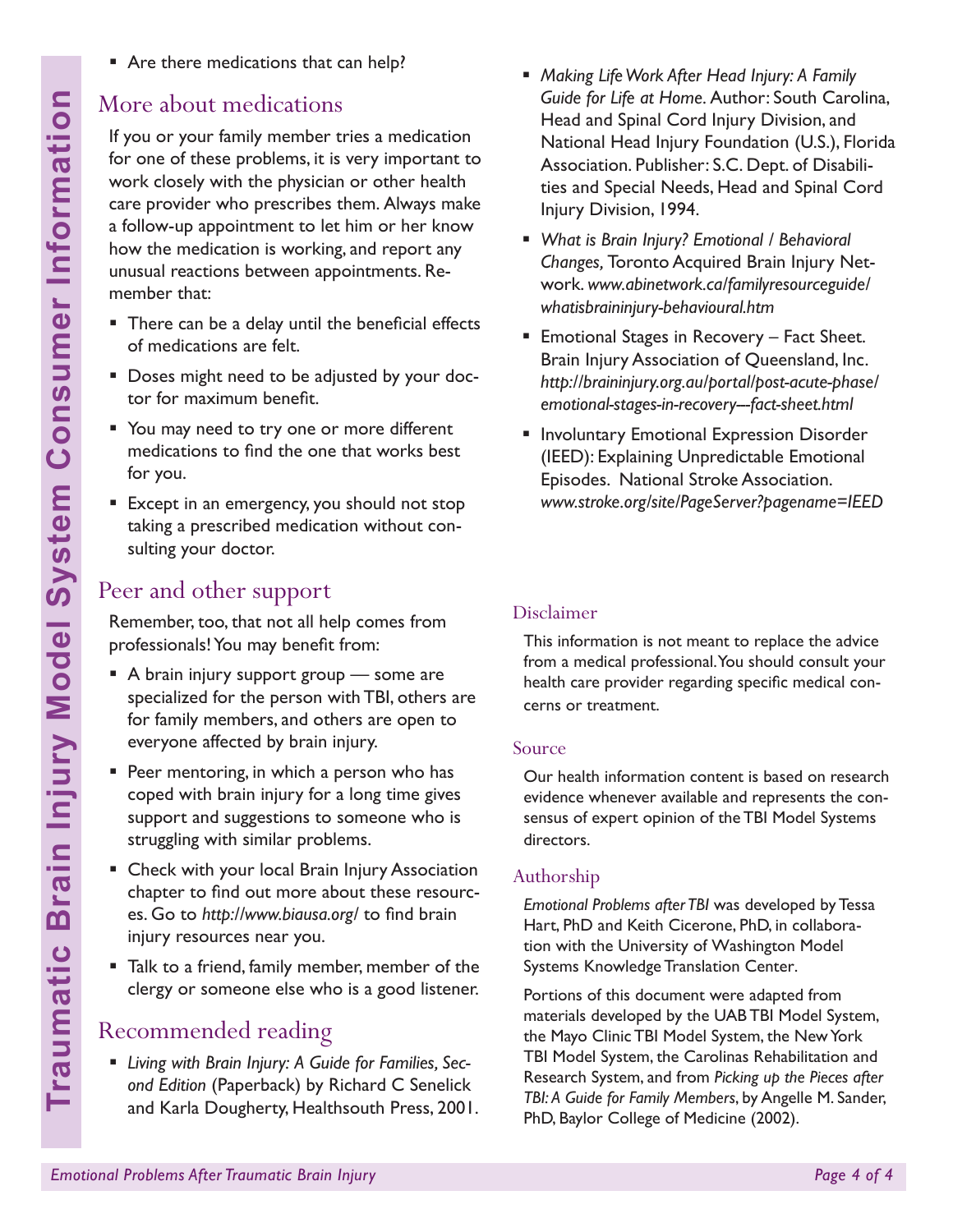- Are there medications that can help?

## More about medications

If you or your family member tries a medication for one of these problems, it is very important to work closely with the physician or other health care provider who prescribes them. Always make a follow-up appointment to let him or her know how the medication is working, and report any unusual reactions between appointments. Remember that:

- There can be a delay until the beneficial effects of medications are felt.
- Doses might need to be adjusted by your doctor for maximum benefit.
- You may need to try one or more different medications to find the one that works best for you.
- Except in an emergency, you should not stop taking a prescribed medication without consulting your doctor.

## Peer and other support

Remember, too, that not all help comes from professionals! You may benefit from:

- A brain injury support group — some are specialized for the person with TBI, others are for family members, and others are open to everyone affected by brain injury.
- Peer mentoring, in which a person who has coped with brain injury for a long time gives support and suggestions to someone who is struggling with similar problems.
- Check with your local Brain Injury Association chapter to find out more about these resources. Go to *http://www.biausa.org/* to find brain injury resources near you.
- Talk to a friend, family member, member of the clergy or someone else who is a good listener.

## Recommended reading

- *Living with Brain Injury: A Guide for Families, Second Edition* (Paperback) by Richard C Senelick and Karla Dougherty, Healthsouth Press, 2001.
- *Making Life Work After Head Injury: A Family Guide for Life at Home*. Author: South Carolina, Head and Spinal Cord Injury Division, and National Head Injury Foundation (U.S.), Florida Association. Publisher: S.C. Dept. of Disabilities and Special Needs, Head and Spinal Cord Injury Division, 1994.
- *What is Brain Injury? Emotional / Behavioral Changes,* Toronto Acquired Brain Injury Network. *www.abinetwork.ca/familyresourceguide/whatisbraininjury-behavioural.htm*
- Emotional Stages in Recovery – Fact Sheet. Brain Injury Association of Queensland, Inc. *http://braininjury.org.au/portal/post-acute-phase/emotional-stages-in-recovery---fact-sheet.html*
- Involuntary Emotional Expression Disorder (IEED): Explaining Unpredictable Emotional Episodes. National Stroke Association. *www.stroke.org/site/PageServer?pagename=IEED*

### Disclaimer

This information is not meant to replace the advice from a medical professional. You should consult your health care provider regarding specific medical concerns or treatment.

### Source

Our health information content is based on research evidence whenever available and represents the consensus of expert opinion of the TBI Model Systems directors.

### Authorship

*Emotional Problems after TBI* was developed by Tessa Hart, PhD and Keith Cicerone, PhD, in collaboration with the University of Washington Model Systems Knowledge Translation Center.

Portions of this document were adapted from materials developed by the UAB TBI Model System, the Mayo Clinic TBI Model System, the New York TBI Model System, the Carolinas Rehabilitation and Research System, and from *Picking up the Pieces after TBI: A Guide for Family Members*, by Angelle M. Sander, PhD, Baylor College of Medicine (2002).